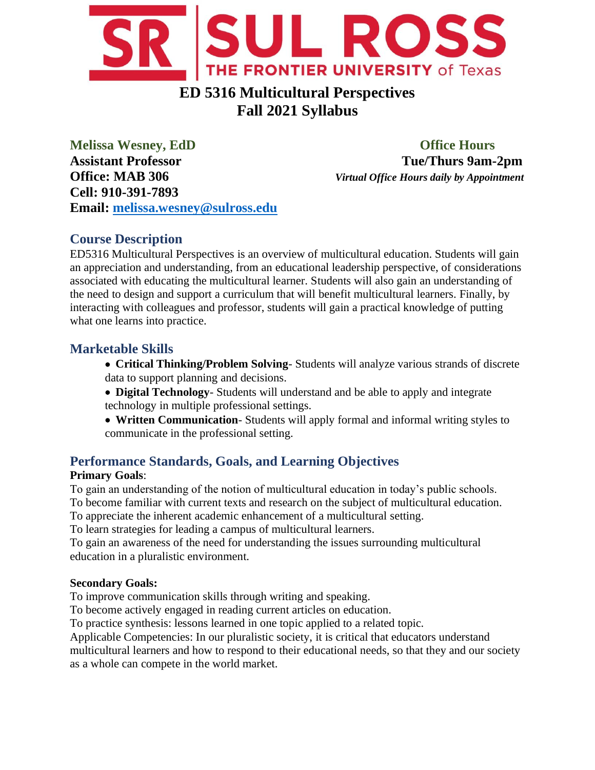SR | SUL ROSS
THE FRONTIER UNIVERSITY of Texas

# ED 5316 Multicultural Perspectives
# Fall 2021 Syllabus

**Melissa Wesney, EdD**
**Assistant Professor**
**Office: MAB 306**
**Cell: 910-391-7893**
**Email: melissa.wesney@sulross.edu**

**Office Hours**
**Tue/Thurs 9am-2pm**
***Virtual Office Hours daily by Appointment***

## Course Description

ED5316 Multicultural Perspectives is an overview of multicultural education. Students will gain an appreciation and understanding, from an educational leadership perspective, of considerations associated with educating the multicultural learner. Students will also gain an understanding of the need to design and support a curriculum that will benefit multicultural learners. Finally, by interacting with colleagues and professor, students will gain a practical knowledge of putting what one learns into practice.

## Marketable Skills

- **Critical Thinking/Problem Solving**- Students will analyze various strands of discrete data to support planning and decisions.
- **Digital Technology**- Students will understand and be able to apply and integrate technology in multiple professional settings.
- **Written Communication**- Students will apply formal and informal writing styles to communicate in the professional setting.

## Performance Standards, Goals, and Learning Objectives

**Primary Goals**:

To gain an understanding of the notion of multicultural education in today's public schools.
To become familiar with current texts and research on the subject of multicultural education.
To appreciate the inherent academic enhancement of a multicultural setting.
To learn strategies for leading a campus of multicultural learners.
To gain an awareness of the need for understanding the issues surrounding multicultural education in a pluralistic environment.

**Secondary Goals:**

To improve communication skills through writing and speaking.
To become actively engaged in reading current articles on education.
To practice synthesis: lessons learned in one topic applied to a related topic.
Applicable Competencies: In our pluralistic society, it is critical that educators understand multicultural learners and how to respond to their educational needs, so that they and our society as a whole can compete in the world market.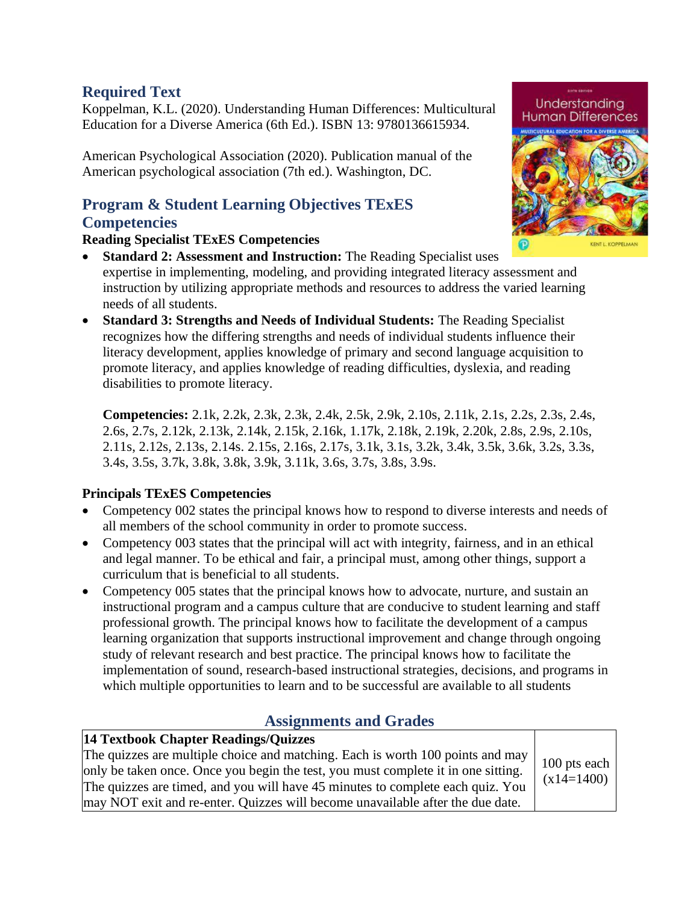## Required Text

Koppelman, K.L. (2020). Understanding Human Differences: Multicultural Education for a Diverse America (6th Ed.). ISBN 13: 9780136615934.

American Psychological Association (2020). Publication manual of the American psychological association (7th ed.). Washington, DC.

## Program & Student Learning Objectives TExES Competencies

**Reading Specialist TExES Competencies**

- **Standard 2: Assessment and Instruction:** The Reading Specialist uses expertise in implementing, modeling, and providing integrated literacy assessment and instruction by utilizing appropriate methods and resources to address the varied learning needs of all students.
- **Standard 3: Strengths and Needs of Individual Students:** The Reading Specialist recognizes how the differing strengths and needs of individual students influence their literacy development, applies knowledge of primary and second language acquisition to promote literacy, and applies knowledge of reading difficulties, dyslexia, and reading disabilities to promote literacy.

  **Competencies:** 2.1k, 2.2k, 2.3k, 2.3k, 2.4k, 2.5k, 2.9k, 2.10s, 2.11k, 2.1s, 2.2s, 2.3s, 2.4s, 2.6s, 2.7s, 2.12k, 2.13k, 2.14k, 2.15k, 2.16k, 1.17k, 2.18k, 2.19k, 2.20k, 2.8s, 2.9s, 2.10s, 2.11s, 2.12s, 2.13s, 2.14s. 2.15s, 2.16s, 2.17s, 3.1k, 3.1s, 3.2k, 3.4k, 3.5k, 3.6k, 3.2s, 3.3s, 3.4s, 3.5s, 3.7k, 3.8k, 3.8k, 3.9k, 3.11k, 3.6s, 3.7s, 3.8s, 3.9s.

**Principals TExES Competencies**

- Competency 002 states the principal knows how to respond to diverse interests and needs of all members of the school community in order to promote success.
- Competency 003 states that the principal will act with integrity, fairness, and in an ethical and legal manner. To be ethical and fair, a principal must, among other things, support a curriculum that is beneficial to all students.
- Competency 005 states that the principal knows how to advocate, nurture, and sustain an instructional program and a campus culture that are conducive to student learning and staff professional growth. The principal knows how to facilitate the development of a campus learning organization that supports instructional improvement and change through ongoing study of relevant research and best practice. The principal knows how to facilitate the implementation of sound, research-based instructional strategies, decisions, and programs in which multiple opportunities to learn and to be successful are available to all students

## Assignments and Grades

| **14 Textbook Chapter Readings/Quizzes** The quizzes are multiple choice and matching. Each is worth 100 points and may only be taken once. Once you begin the test, you must complete it in one sitting. The quizzes are timed, and you will have 45 minutes to complete each quiz. You may NOT exit and re-enter. Quizzes will become unavailable after the due date. | 100 pts each (x14=1400) |
|---|---|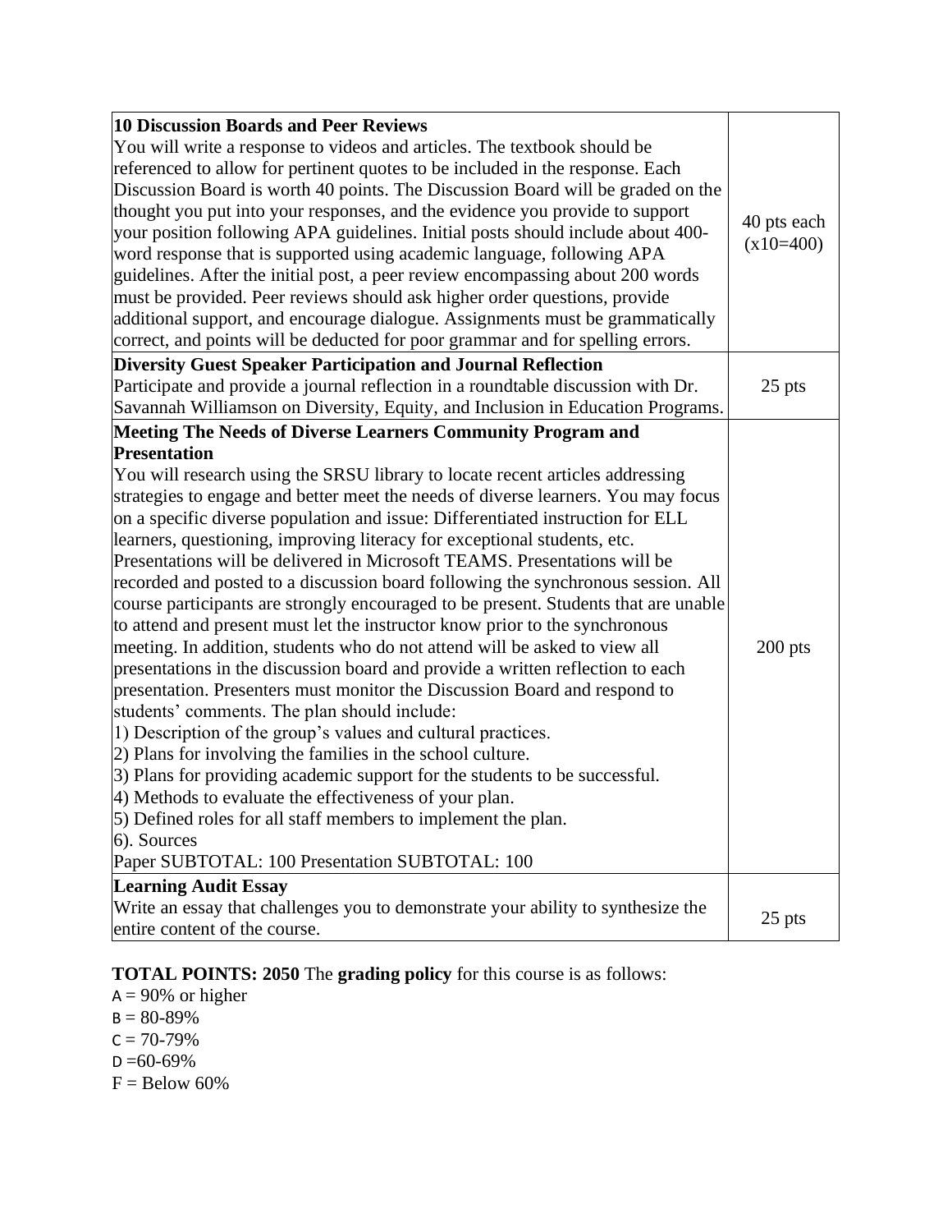| **10 Discussion Boards and Peer Reviews**<br>You will write a response to videos and articles. The textbook should be referenced to allow for pertinent quotes to be included in the response. Each Discussion Board is worth 40 points. The Discussion Board will be graded on the thought you put into your responses, and the evidence you provide to support your position following APA guidelines. Initial posts should include about 400-word response that is supported using academic language, following APA guidelines. After the initial post, a peer review encompassing about 200 words must be provided. Peer reviews should ask higher order questions, provide additional support, and encourage dialogue. Assignments must be grammatically correct, and points will be deducted for poor grammar and for spelling errors. | 40 pts each (x10=400) |
|---|---|
| **Diversity Guest Speaker Participation and Journal Reflection**<br>Participate and provide a journal reflection in a roundtable discussion with Dr. Savannah Williamson on Diversity, Equity, and Inclusion in Education Programs. | 25 pts |
| **Meeting The Needs of Diverse Learners Community Program and Presentation**<br>You will research using the SRSU library to locate recent articles addressing strategies to engage and better meet the needs of diverse learners. You may focus on a specific diverse population and issue: Differentiated instruction for ELL learners, questioning, improving literacy for exceptional students, etc. Presentations will be delivered in Microsoft TEAMS. Presentations will be recorded and posted to a discussion board following the synchronous session. All course participants are strongly encouraged to be present. Students that are unable to attend and present must let the instructor know prior to the synchronous meeting. In addition, students who do not attend will be asked to view all presentations in the discussion board and provide a written reflection to each presentation. Presenters must monitor the Discussion Board and respond to students' comments. The plan should include:<br>1) Description of the group's values and cultural practices.<br>2) Plans for involving the families in the school culture.<br>3) Plans for providing academic support for the students to be successful.<br>4) Methods to evaluate the effectiveness of your plan.<br>5) Defined roles for all staff members to implement the plan.<br>6). Sources<br>Paper SUBTOTAL: 100 Presentation SUBTOTAL: 100 | 200 pts |
| **Learning Audit Essay**<br>Write an essay that challenges you to demonstrate your ability to synthesize the entire content of the course. | 25 pts |

**TOTAL POINTS: 2050** The **grading policy** for this course is as follows:

A = 90% or higher  
B = 80-89%  
C = 70-79%  
D =60-69%  
F = Below 60%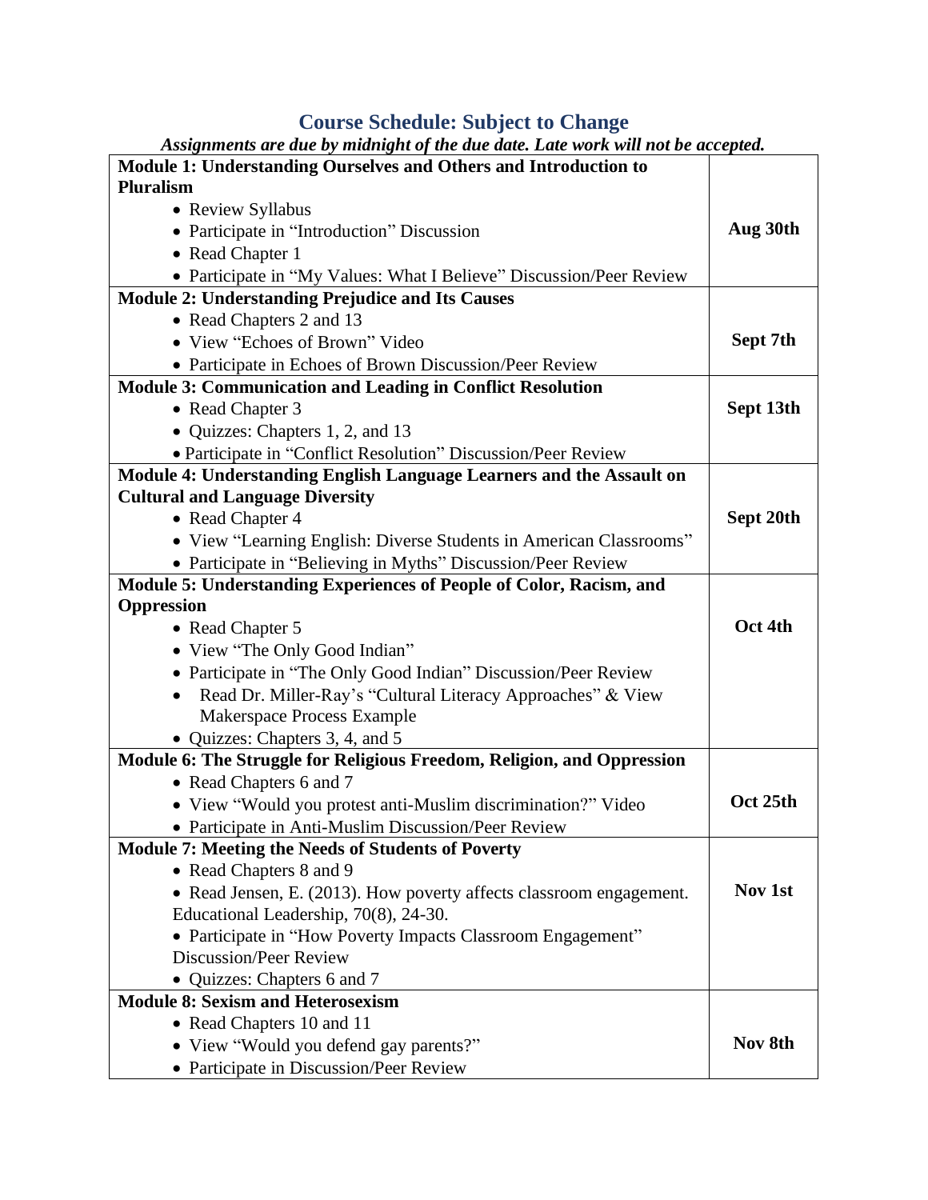## Course Schedule: Subject to Change

*Assignments are due by midnight of the due date. Late work will not be accepted.*

| Module | Due Date |
|---|---|
| **Module 1: Understanding Ourselves and Others and Introduction to Pluralism**<br>• Review Syllabus<br>• Participate in "Introduction" Discussion<br>• Read Chapter 1<br>• Participate in "My Values: What I Believe" Discussion/Peer Review | **Aug 30th** |
| **Module 2: Understanding Prejudice and Its Causes**<br>• Read Chapters 2 and 13<br>• View "Echoes of Brown" Video<br>• Participate in Echoes of Brown Discussion/Peer Review | **Sept 7th** |
| **Module 3: Communication and Leading in Conflict Resolution**<br>• Read Chapter 3<br>• Quizzes: Chapters 1, 2, and 13<br>• Participate in "Conflict Resolution" Discussion/Peer Review | **Sept 13th** |
| **Module 4: Understanding English Language Learners and the Assault on Cultural and Language Diversity**<br>• Read Chapter 4<br>• View "Learning English: Diverse Students in American Classrooms"<br>• Participate in "Believing in Myths" Discussion/Peer Review | **Sept 20th** |
| **Module 5: Understanding Experiences of People of Color, Racism, and Oppression**<br>• Read Chapter 5<br>• View "The Only Good Indian"<br>• Participate in "The Only Good Indian" Discussion/Peer Review<br>• Read Dr. Miller-Ray's "Cultural Literacy Approaches" & View Makerspace Process Example<br>• Quizzes: Chapters 3, 4, and 5 | **Oct 4th** |
| **Module 6: The Struggle for Religious Freedom, Religion, and Oppression**<br>• Read Chapters 6 and 7<br>• View "Would you protest anti-Muslim discrimination?" Video<br>• Participate in Anti-Muslim Discussion/Peer Review | **Oct 25th** |
| **Module 7: Meeting the Needs of Students of Poverty**<br>• Read Chapters 8 and 9<br>• Read Jensen, E. (2013). How poverty affects classroom engagement. Educational Leadership, 70(8), 24-30.<br>• Participate in "How Poverty Impacts Classroom Engagement" Discussion/Peer Review<br>• Quizzes: Chapters 6 and 7 | **Nov 1st** |
| **Module 8: Sexism and Heterosexism**<br>• Read Chapters 10 and 11<br>• View "Would you defend gay parents?"<br>• Participate in Discussion/Peer Review | **Nov 8th** |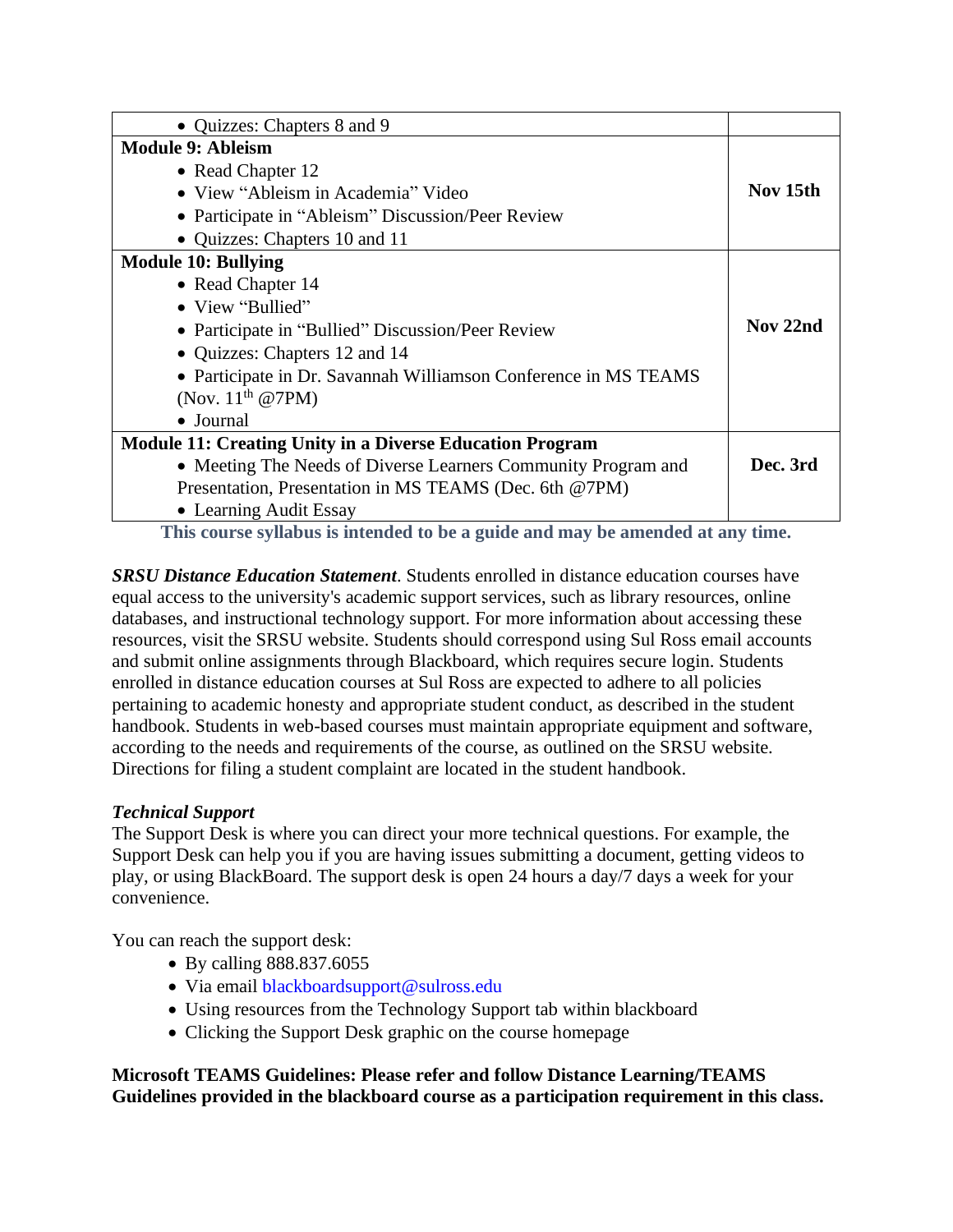| | |
|---|---|
| • Quizzes: Chapters 8 and 9 | |
| **Module 9: Ableism**<br>• Read Chapter 12<br>• View "Ableism in Academia" Video<br>• Participate in "Ableism" Discussion/Peer Review<br>• Quizzes: Chapters 10 and 11 | **Nov 15th** |
| **Module 10: Bullying**<br>• Read Chapter 14<br>• View "Bullied"<br>• Participate in "Bullied" Discussion/Peer Review<br>• Quizzes: Chapters 12 and 14<br>• Participate in Dr. Savannah Williamson Conference in MS TEAMS (Nov. 11th @7PM)<br>• Journal | **Nov 22nd** |
| **Module 11: Creating Unity in a Diverse Education Program**<br>• Meeting The Needs of Diverse Learners Community Program and Presentation, Presentation in MS TEAMS (Dec. 6th @7PM)<br>• Learning Audit Essay | **Dec. 3rd** |

**This course syllabus is intended to be a guide and may be amended at any time.**

***SRSU Distance Education Statement***. Students enrolled in distance education courses have equal access to the university's academic support services, such as library resources, online databases, and instructional technology support. For more information about accessing these resources, visit the SRSU website. Students should correspond using Sul Ross email accounts and submit online assignments through Blackboard, which requires secure login. Students enrolled in distance education courses at Sul Ross are expected to adhere to all policies pertaining to academic honesty and appropriate student conduct, as described in the student handbook. Students in web-based courses must maintain appropriate equipment and software, according to the needs and requirements of the course, as outlined on the SRSU website. Directions for filing a student complaint are located in the student handbook.

***Technical Support***

The Support Desk is where you can direct your more technical questions. For example, the Support Desk can help you if you are having issues submitting a document, getting videos to play, or using BlackBoard. The support desk is open 24 hours a day/7 days a week for your convenience.

You can reach the support desk:

- By calling 888.837.6055
- Via email blackboardsupport@sulross.edu
- Using resources from the Technology Support tab within blackboard
- Clicking the Support Desk graphic on the course homepage

**Microsoft TEAMS Guidelines: Please refer and follow Distance Learning/TEAMS Guidelines provided in the blackboard course as a participation requirement in this class.**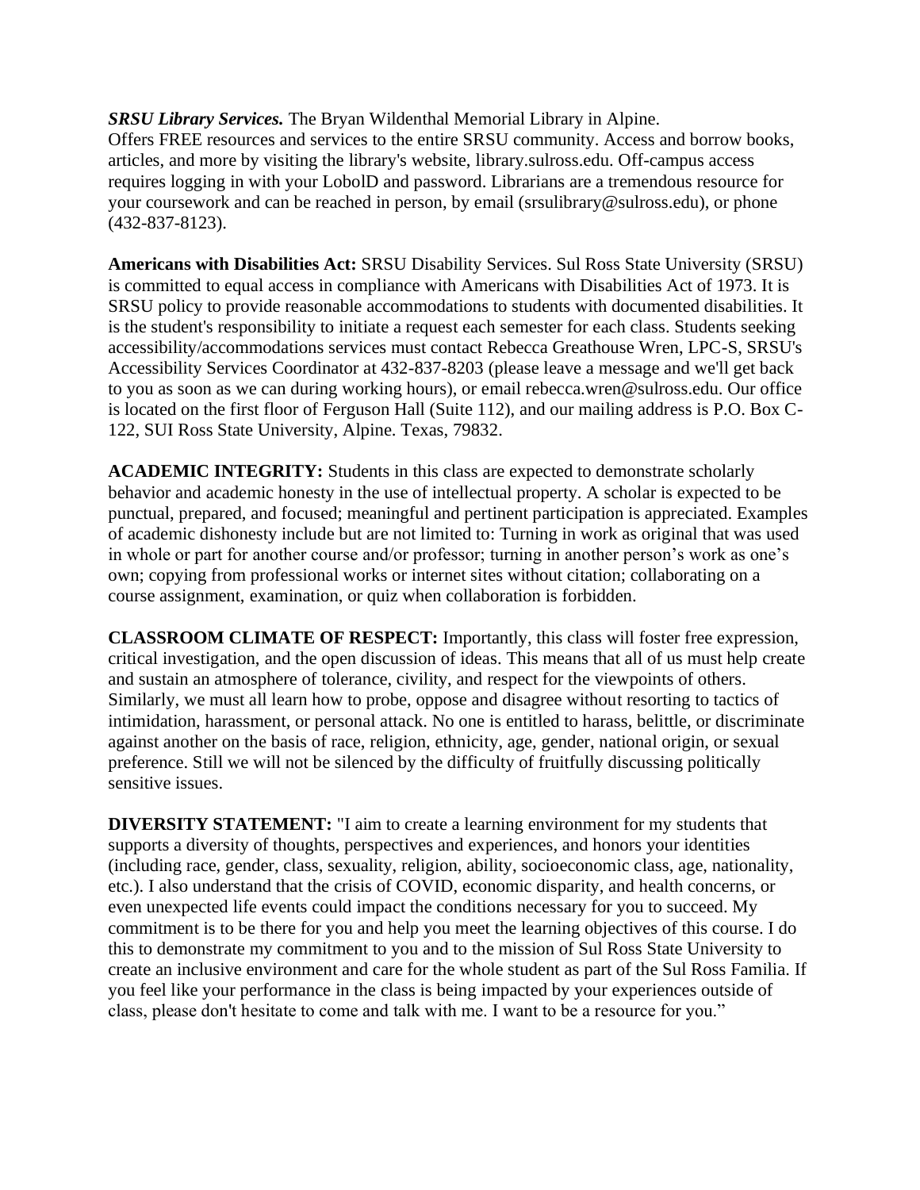***SRSU Library Services.*** The Bryan Wildenthal Memorial Library in Alpine. Offers FREE resources and services to the entire SRSU community. Access and borrow books, articles, and more by visiting the library's website, library.sulross.edu. Off-campus access requires logging in with your LobolD and password. Librarians are a tremendous resource for your coursework and can be reached in person, by email (srsulibrary@sulross.edu), or phone (432-837-8123).

**Americans with Disabilities Act:** SRSU Disability Services. Sul Ross State University (SRSU) is committed to equal access in compliance with Americans with Disabilities Act of 1973. It is SRSU policy to provide reasonable accommodations to students with documented disabilities. It is the student's responsibility to initiate a request each semester for each class. Students seeking accessibility/accommodations services must contact Rebecca Greathouse Wren, LPC-S, SRSU's Accessibility Services Coordinator at 432-837-8203 (please leave a message and we'll get back to you as soon as we can during working hours), or email rebecca.wren@sulross.edu. Our office is located on the first floor of Ferguson Hall (Suite 112), and our mailing address is P.O. Box C-122, SUI Ross State University, Alpine. Texas, 79832.

**ACADEMIC INTEGRITY:** Students in this class are expected to demonstrate scholarly behavior and academic honesty in the use of intellectual property. A scholar is expected to be punctual, prepared, and focused; meaningful and pertinent participation is appreciated. Examples of academic dishonesty include but are not limited to: Turning in work as original that was used in whole or part for another course and/or professor; turning in another person's work as one's own; copying from professional works or internet sites without citation; collaborating on a course assignment, examination, or quiz when collaboration is forbidden.

**CLASSROOM CLIMATE OF RESPECT:** Importantly, this class will foster free expression, critical investigation, and the open discussion of ideas. This means that all of us must help create and sustain an atmosphere of tolerance, civility, and respect for the viewpoints of others. Similarly, we must all learn how to probe, oppose and disagree without resorting to tactics of intimidation, harassment, or personal attack. No one is entitled to harass, belittle, or discriminate against another on the basis of race, religion, ethnicity, age, gender, national origin, or sexual preference. Still we will not be silenced by the difficulty of fruitfully discussing politically sensitive issues.

**DIVERSITY STATEMENT:** "I aim to create a learning environment for my students that supports a diversity of thoughts, perspectives and experiences, and honors your identities (including race, gender, class, sexuality, religion, ability, socioeconomic class, age, nationality, etc.). I also understand that the crisis of COVID, economic disparity, and health concerns, or even unexpected life events could impact the conditions necessary for you to succeed. My commitment is to be there for you and help you meet the learning objectives of this course. I do this to demonstrate my commitment to you and to the mission of Sul Ross State University to create an inclusive environment and care for the whole student as part of the Sul Ross Familia. If you feel like your performance in the class is being impacted by your experiences outside of class, please don't hesitate to come and talk with me. I want to be a resource for you."